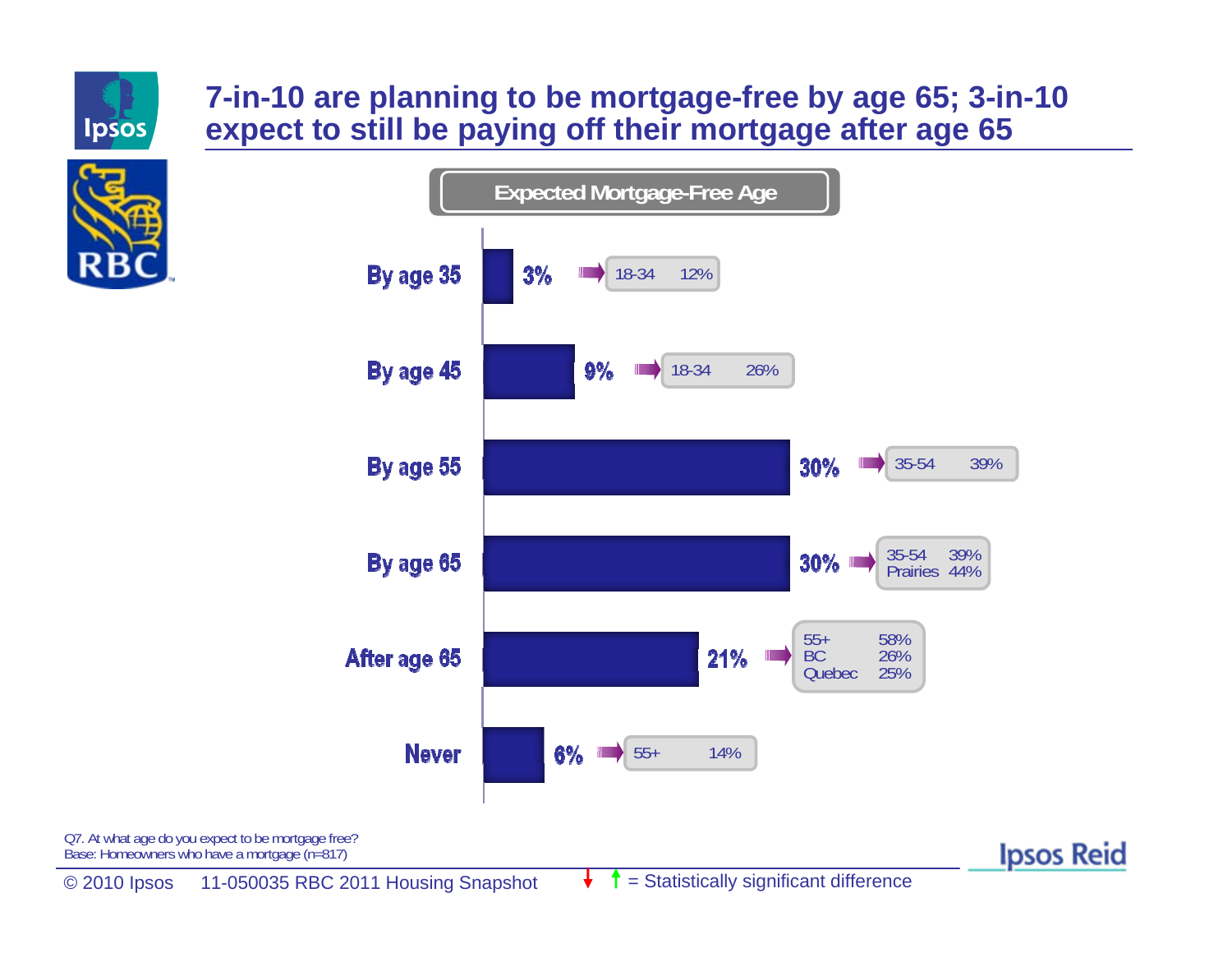# 7-in-10 are planning to be mortgage-free by age 65; 3-in-10 expect to still be paying off their mortgage after age 65

**Expected Mortgage-Free Age**

| Expected Mortgage-Free Age | % | Subgroups |
|---|---|---|
| By age 35 | 3% | 18-34: 12% |
| By age 45 | 9% | 18-34: 26% |
| By age 55 | 30% | 35-54: 39% |
| By age 65 | 30% | 35-54: 39%; Prairies: 44% |
| After age 65 | 21% | 55+: 58%; BC: 26%; Quebec: 25% |
| Never | 6% | 55+: 14% |

Q7. At what age do you expect to be mortgage free?
Base: Homeowners who have a mortgage (n=817)

© 2010 Ipsos 11-050035 RBC 2011 Housing Snapshot

↓ ↑ = Statistically significant difference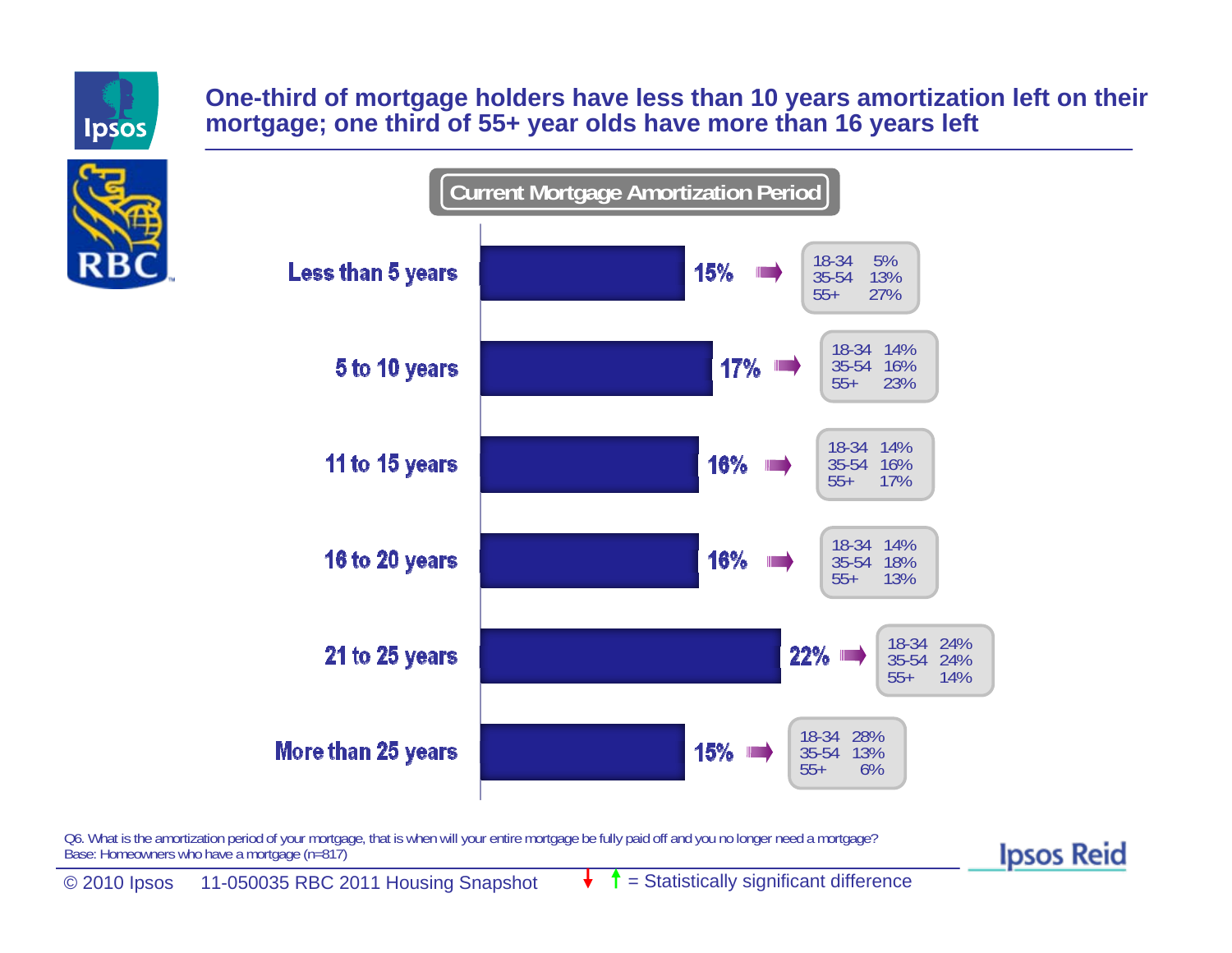# One-third of mortgage holders have less than 10 years amortization left on their mortgage; one third of 55+ year olds have more than 16 years left

**Current Mortgage Amortization Period**

| Amortization period | Total | 18-34 | 35-54 | 55+ |
|---|---|---|---|---|
| Less than 5 years | 15% | 5% | 13% | 27% |
| 5 to 10 years | 17% | 14% | 16% | 23% |
| 11 to 15 years | 16% | 14% | 16% | 17% |
| 16 to 20 years | 16% | 14% | 18% | 13% |
| 21 to 25 years | 22% | 24% | 24% | 14% |
| More than 25 years | 15% | 28% | 13% | 6% |

Q6. What is the amortization period of your mortgage, that is when will your entire mortgage be fully paid off and you no longer need a mortgage?
Base: Homeowners who have a mortgage (n=817)

© 2010 Ipsos 11-050035 RBC 2011 Housing Snapshot ↓ ↑ = Statistically significant difference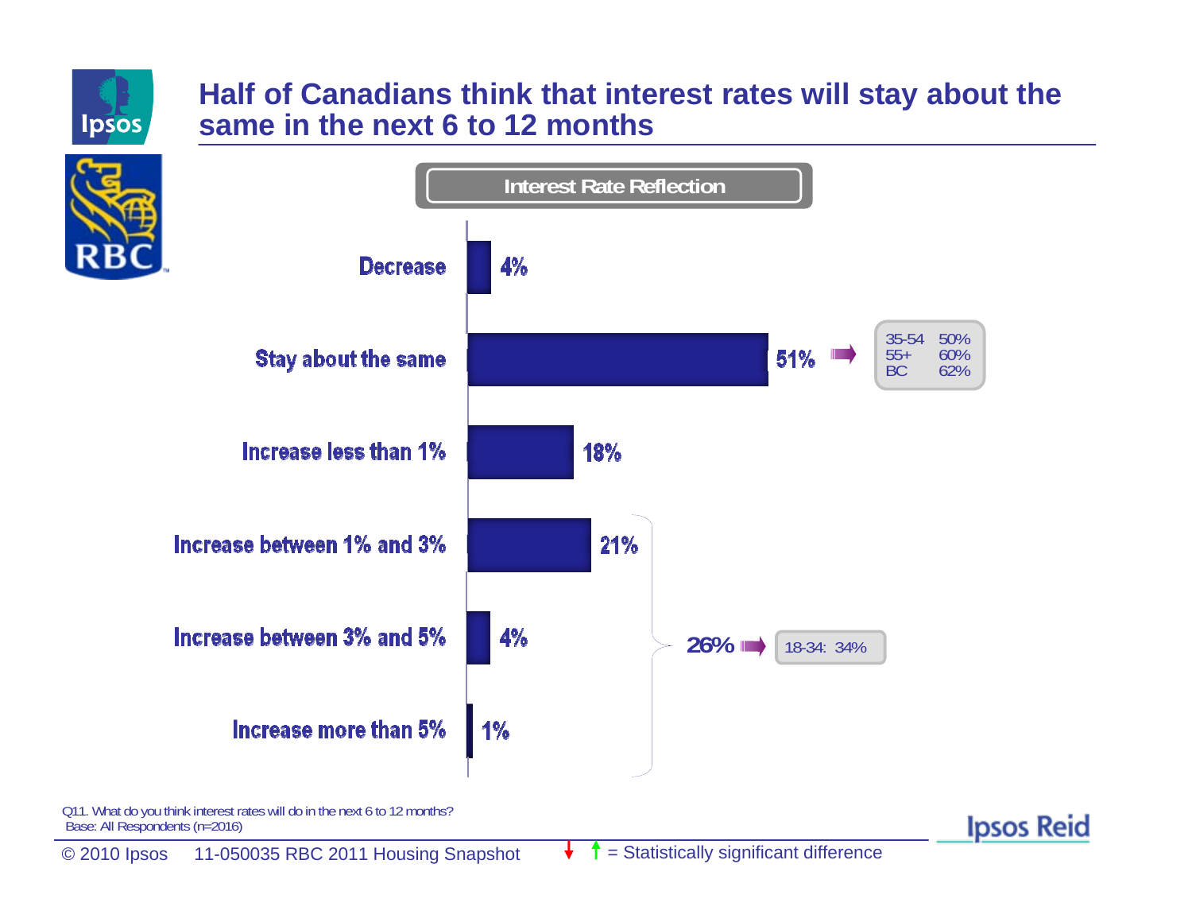# Half of Canadians think that interest rates will stay about the same in the next 6 to 12 months

**Interest Rate Reflection**

| Response | % |
|---|---|
| Decrease | 4% |
| Stay about the same | 51% |
| Increase less than 1% | 18% |
| Increase between 1% and 3% | 21% |
| Increase between 3% and 5% | 4% |
| Increase more than 5% | 1% |

Stay about the same (51%):

| Group | % |
|---|---|
| 35-54 | 50% |
| 55+ | 60% |
| BC | 62% |

Increase between 1% and more than 5% combined: 26% → 18-34: 34%

Q11. What do you think interest rates will do in the next 6 to 12 months?
Base: All Respondents (n=2016)

© 2010 Ipsos 11-050035 RBC 2011 Housing Snapshot ↓ ↑ = Statistically significant difference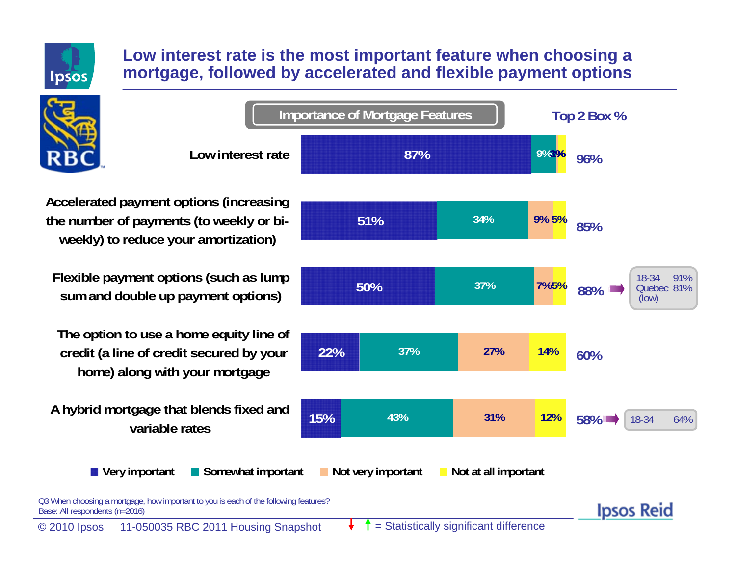## Low interest rate is the most important feature when choosing a mortgage, followed by accelerated and flexible payment options

**Importance of Mortgage Features**

| Feature | Very important | Somewhat important | Not very important | Not at all important | Top 2 Box % | Subgroups |
|---|---|---|---|---|---|---|
| Low interest rate | 87% | 9% | | 3% | 96% | |
| Accelerated payment options (increasing the number of payments (to weekly or bi-weekly) to reduce your amortization) | 51% | 34% | 9% | 5% | 85% | |
| Flexible payment options (such as lump sum and double up payment options) | 50% | 37% | 7% | 5% | 88% | 18-34 91%; Quebec 81% (low) |
| The option to use a home equity line of credit (a line of credit secured by your home) along with your mortgage | 22% | 37% | 27% | 14% | 60% | |
| A hybrid mortgage that blends fixed and variable rates | 15% | 43% | 31% | 12% | 58% | 18-34 64% |

Q3 When choosing a mortgage, how important to you is each of the following features?
Base: All respondents (n=2016)

© 2010 Ipsos 11-050035 RBC 2011 Housing Snapshot

↓ ↑ = Statistically significant difference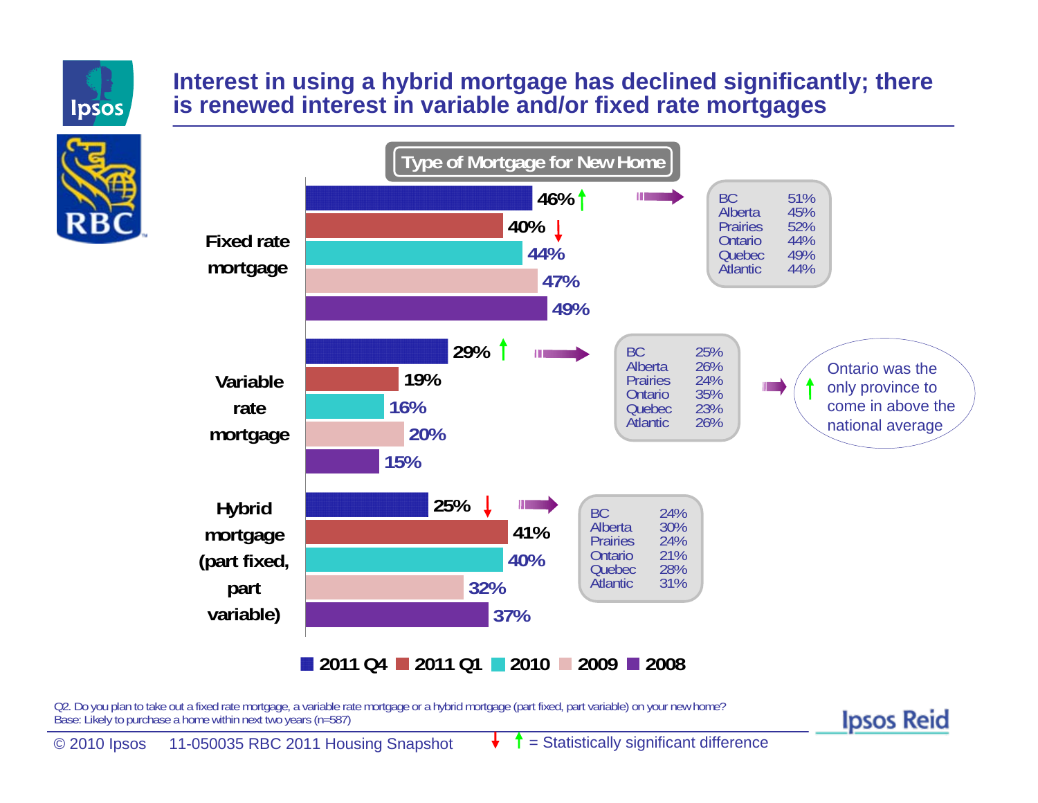# Interest in using a hybrid mortgage has declined significantly; there is renewed interest in variable and/or fixed rate mortgages

Type of Mortgage for New Home

Fixed rate mortgage
46% ↑
40% ↓
44%
47%
49%

BC 51%
Alberta 45%
Prairies 52%
Ontario 44%
Quebec 49%
Atlantic 44%

Variable rate mortgage
29% ↑
19%
16%
20%
15%

BC 25%
Alberta 26%
Prairies 24%
Ontario 35%
Quebec 23%
Atlantic 26%

↑ Ontario was the only province to come in above the national average

Hybrid mortgage (part fixed, part variable)
25% ↓
41%
40%
32%
37%

BC 24%
Alberta 30%
Prairies 24%
Ontario 21%
Quebec 28%
Atlantic 31%

2011 Q4 | 2011 Q1 | 2010 | 2009 | 2008

Q2. Do you plan to take out a fixed rate mortgage, a variable rate mortgage or a hybrid mortgage (part fixed, part variable) on your new home?
Base: Likely to purchase a home within next two years (n=587)

© 2010 Ipsos 11-050035 RBC 2011 Housing Snapshot ↓ ↑ = Statistically significant difference